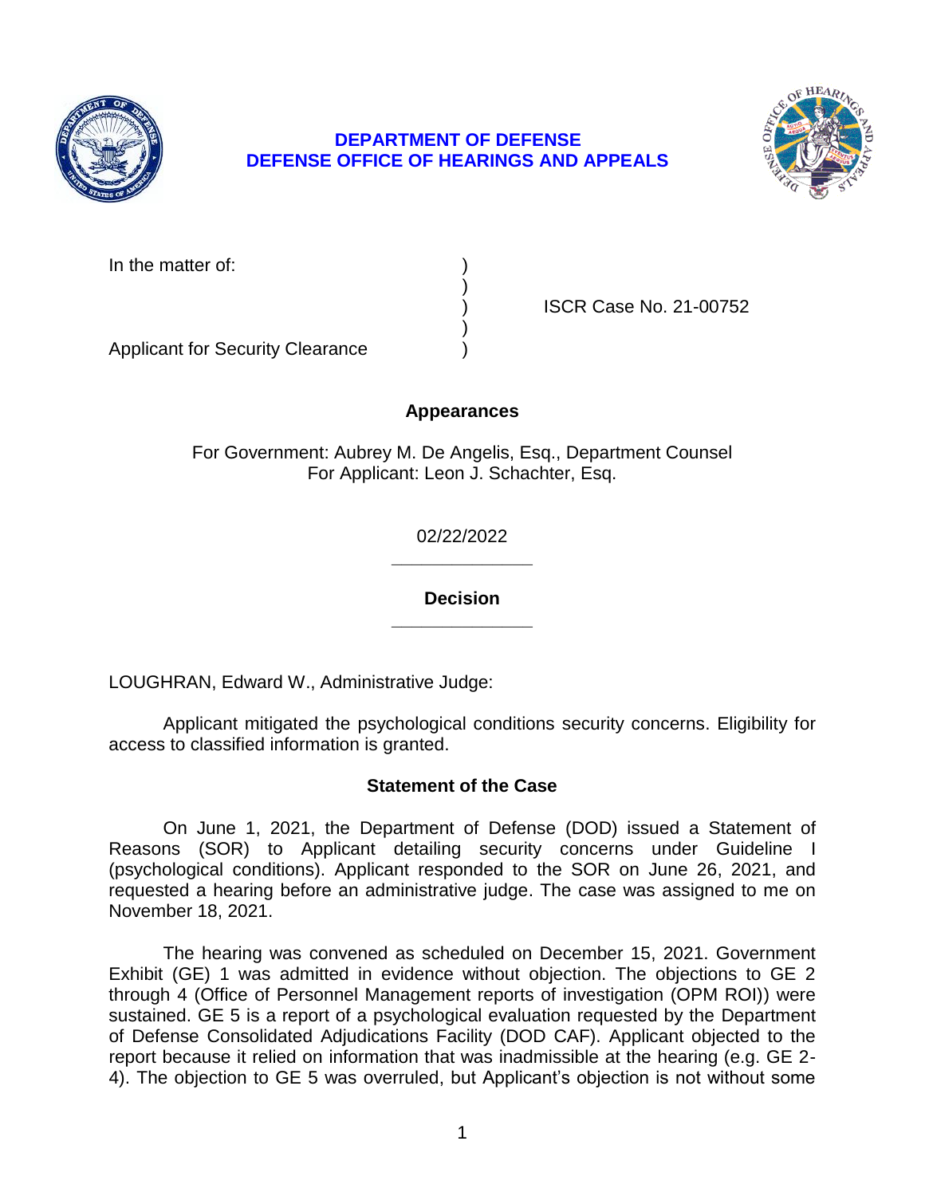**DEPARTMENT OF DEFENSE**
**DEFENSE OFFICE OF HEARINGS AND APPEALS**

| | | |
|---|---|---|
| In the matter of: | ) | |
| | ) | |
| | ) | ISCR Case No. 21-00752 |
| | ) | |
| Applicant for Security Clearance | ) | |

**Appearances**

For Government: Aubrey M. De Angelis, Esq., Department Counsel
For Applicant: Leon J. Schachter, Esq.

02/22/2022

______________

**Decision**

______________

LOUGHRAN, Edward W., Administrative Judge:

Applicant mitigated the psychological conditions security concerns. Eligibility for access to classified information is granted.

## Statement of the Case

On June 1, 2021, the Department of Defense (DOD) issued a Statement of Reasons (SOR) to Applicant detailing security concerns under Guideline I (psychological conditions). Applicant responded to the SOR on June 26, 2021, and requested a hearing before an administrative judge. The case was assigned to me on November 18, 2021.

The hearing was convened as scheduled on December 15, 2021. Government Exhibit (GE) 1 was admitted in evidence without objection. The objections to GE 2 through 4 (Office of Personnel Management reports of investigation (OPM ROI)) were sustained. GE 5 is a report of a psychological evaluation requested by the Department of Defense Consolidated Adjudications Facility (DOD CAF). Applicant objected to the report because it relied on information that was inadmissible at the hearing (e.g. GE 2-4). The objection to GE 5 was overruled, but Applicant's objection is not without some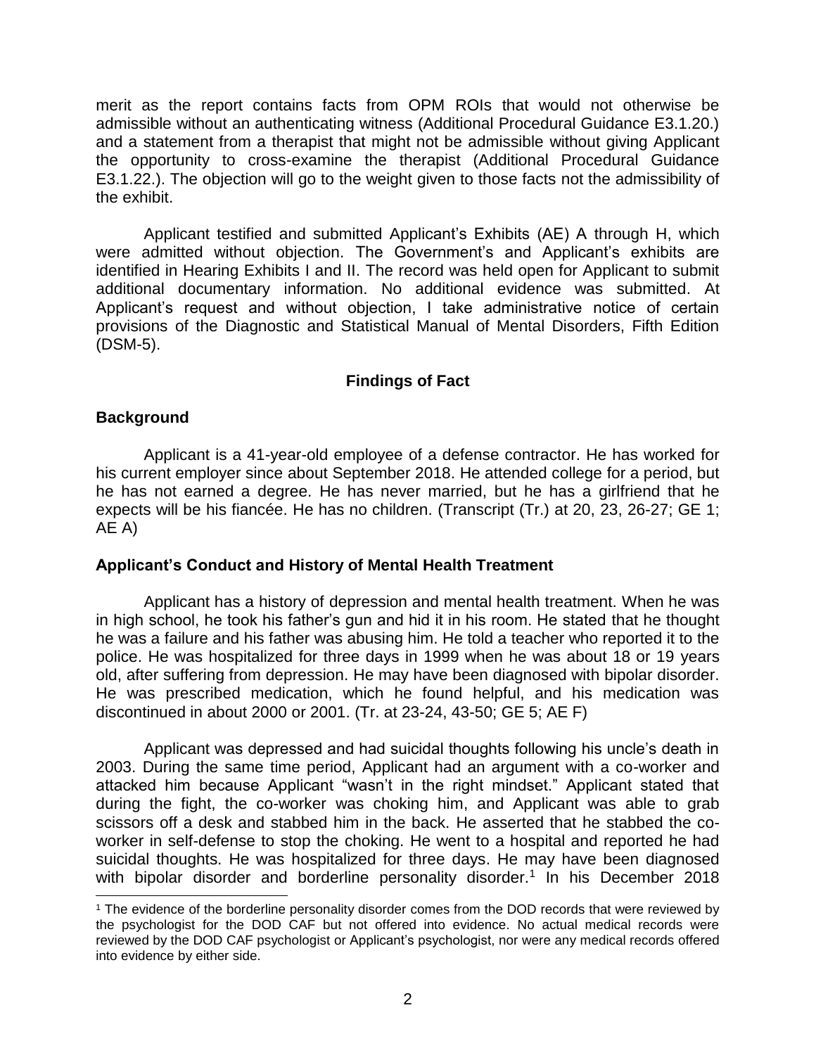merit as the report contains facts from OPM ROIs that would not otherwise be admissible without an authenticating witness (Additional Procedural Guidance E3.1.20.) and a statement from a therapist that might not be admissible without giving Applicant the opportunity to cross-examine the therapist (Additional Procedural Guidance E3.1.22.). The objection will go to the weight given to those facts not the admissibility of the exhibit.

Applicant testified and submitted Applicant's Exhibits (AE) A through H, which were admitted without objection. The Government's and Applicant's exhibits are identified in Hearing Exhibits I and II. The record was held open for Applicant to submit additional documentary information. No additional evidence was submitted. At Applicant's request and without objection, I take administrative notice of certain provisions of the Diagnostic and Statistical Manual of Mental Disorders, Fifth Edition (DSM-5).

## Findings of Fact

### Background

Applicant is a 41-year-old employee of a defense contractor. He has worked for his current employer since about September 2018. He attended college for a period, but he has not earned a degree. He has never married, but he has a girlfriend that he expects will be his fiancée. He has no children. (Transcript (Tr.) at 20, 23, 26-27; GE 1; AE A)

### Applicant's Conduct and History of Mental Health Treatment

Applicant has a history of depression and mental health treatment. When he was in high school, he took his father's gun and hid it in his room. He stated that he thought he was a failure and his father was abusing him. He told a teacher who reported it to the police. He was hospitalized for three days in 1999 when he was about 18 or 19 years old, after suffering from depression. He may have been diagnosed with bipolar disorder. He was prescribed medication, which he found helpful, and his medication was discontinued in about 2000 or 2001. (Tr. at 23-24, 43-50; GE 5; AE F)

Applicant was depressed and had suicidal thoughts following his uncle's death in 2003. During the same time period, Applicant had an argument with a co-worker and attacked him because Applicant "wasn't in the right mindset." Applicant stated that during the fight, the co-worker was choking him, and Applicant was able to grab scissors off a desk and stabbed him in the back. He asserted that he stabbed the co-worker in self-defense to stop the choking. He went to a hospital and reported he had suicidal thoughts. He was hospitalized for three days. He may have been diagnosed with bipolar disorder and borderline personality disorder.[1] In his December 2018

[1] The evidence of the borderline personality disorder comes from the DOD records that were reviewed by the psychologist for the DOD CAF but not offered into evidence. No actual medical records were reviewed by the DOD CAF psychologist or Applicant's psychologist, nor were any medical records offered into evidence by either side.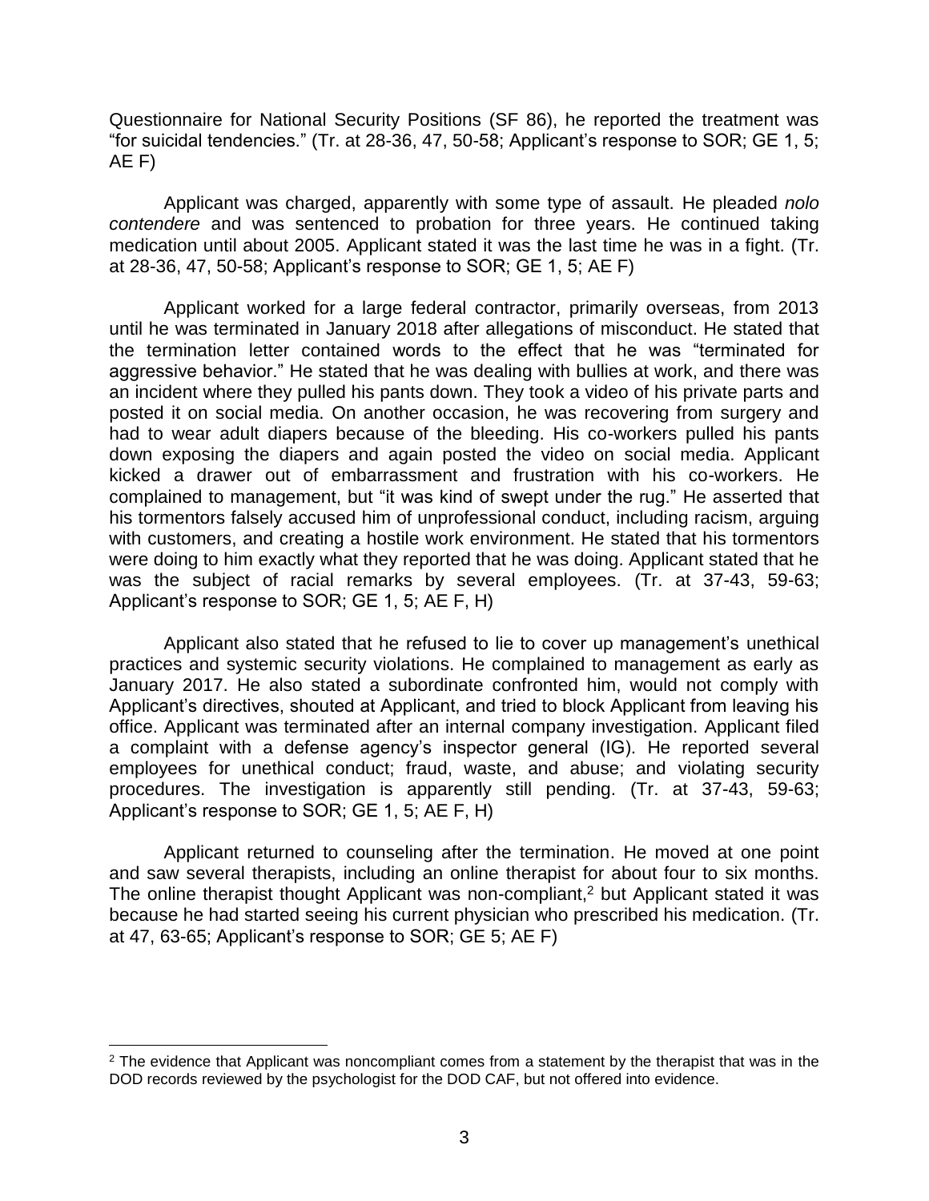Questionnaire for National Security Positions (SF 86), he reported the treatment was "for suicidal tendencies." (Tr. at 28-36, 47, 50-58; Applicant's response to SOR; GE 1, 5; AE F)

Applicant was charged, apparently with some type of assault. He pleaded *nolo contendere* and was sentenced to probation for three years. He continued taking medication until about 2005. Applicant stated it was the last time he was in a fight. (Tr. at 28-36, 47, 50-58; Applicant's response to SOR; GE 1, 5; AE F)

Applicant worked for a large federal contractor, primarily overseas, from 2013 until he was terminated in January 2018 after allegations of misconduct. He stated that the termination letter contained words to the effect that he was "terminated for aggressive behavior." He stated that he was dealing with bullies at work, and there was an incident where they pulled his pants down. They took a video of his private parts and posted it on social media. On another occasion, he was recovering from surgery and had to wear adult diapers because of the bleeding. His co-workers pulled his pants down exposing the diapers and again posted the video on social media. Applicant kicked a drawer out of embarrassment and frustration with his co-workers. He complained to management, but "it was kind of swept under the rug." He asserted that his tormentors falsely accused him of unprofessional conduct, including racism, arguing with customers, and creating a hostile work environment. He stated that his tormentors were doing to him exactly what they reported that he was doing. Applicant stated that he was the subject of racial remarks by several employees. (Tr. at 37-43, 59-63; Applicant's response to SOR; GE 1, 5; AE F, H)

Applicant also stated that he refused to lie to cover up management's unethical practices and systemic security violations. He complained to management as early as January 2017. He also stated a subordinate confronted him, would not comply with Applicant's directives, shouted at Applicant, and tried to block Applicant from leaving his office. Applicant was terminated after an internal company investigation. Applicant filed a complaint with a defense agency's inspector general (IG). He reported several employees for unethical conduct; fraud, waste, and abuse; and violating security procedures. The investigation is apparently still pending. (Tr. at 37-43, 59-63; Applicant's response to SOR; GE 1, 5; AE F, H)

Applicant returned to counseling after the termination. He moved at one point and saw several therapists, including an online therapist for about four to six months. The online therapist thought Applicant was non-compliant,[2] but Applicant stated it was because he had started seeing his current physician who prescribed his medication. (Tr. at 47, 63-65; Applicant's response to SOR; GE 5; AE F)

[2] The evidence that Applicant was noncompliant comes from a statement by the therapist that was in the DOD records reviewed by the psychologist for the DOD CAF, but not offered into evidence.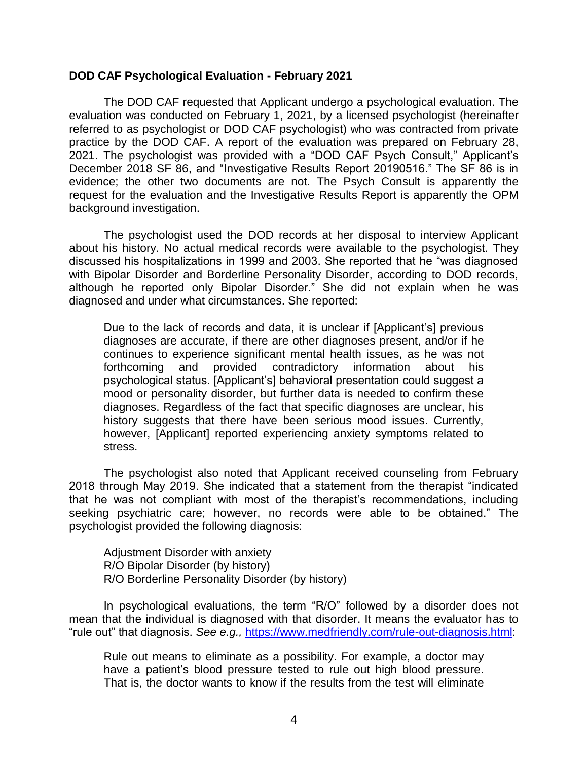**DOD CAF Psychological Evaluation - February 2021**

The DOD CAF requested that Applicant undergo a psychological evaluation. The evaluation was conducted on February 1, 2021, by a licensed psychologist (hereinafter referred to as psychologist or DOD CAF psychologist) who was contracted from private practice by the DOD CAF. A report of the evaluation was prepared on February 28, 2021. The psychologist was provided with a "DOD CAF Psych Consult," Applicant's December 2018 SF 86, and "Investigative Results Report 20190516." The SF 86 is in evidence; the other two documents are not. The Psych Consult is apparently the request for the evaluation and the Investigative Results Report is apparently the OPM background investigation.

The psychologist used the DOD records at her disposal to interview Applicant about his history. No actual medical records were available to the psychologist. They discussed his hospitalizations in 1999 and 2003. She reported that he "was diagnosed with Bipolar Disorder and Borderline Personality Disorder, according to DOD records, although he reported only Bipolar Disorder." She did not explain when he was diagnosed and under what circumstances. She reported:

> Due to the lack of records and data, it is unclear if [Applicant's] previous diagnoses are accurate, if there are other diagnoses present, and/or if he continues to experience significant mental health issues, as he was not forthcoming and provided contradictory information about his psychological status. [Applicant's] behavioral presentation could suggest a mood or personality disorder, but further data is needed to confirm these diagnoses. Regardless of the fact that specific diagnoses are unclear, his history suggests that there have been serious mood issues. Currently, however, [Applicant] reported experiencing anxiety symptoms related to stress.

The psychologist also noted that Applicant received counseling from February 2018 through May 2019. She indicated that a statement from the therapist "indicated that he was not compliant with most of the therapist's recommendations, including seeking psychiatric care; however, no records were able to be obtained." The psychologist provided the following diagnosis:

> Adjustment Disorder with anxiety
> R/O Bipolar Disorder (by history)
> R/O Borderline Personality Disorder (by history)

In psychological evaluations, the term "R/O" followed by a disorder does not mean that the individual is diagnosed with that disorder. It means the evaluator has to "rule out" that diagnosis. *See e.g.,* https://www.medfriendly.com/rule-out-diagnosis.html:

> Rule out means to eliminate as a possibility. For example, a doctor may have a patient's blood pressure tested to rule out high blood pressure. That is, the doctor wants to know if the results from the test will eliminate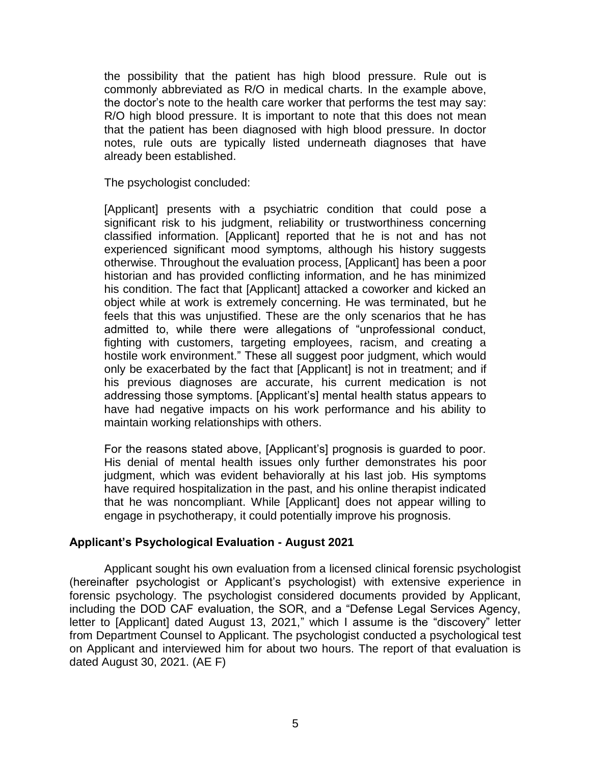the possibility that the patient has high blood pressure. Rule out is commonly abbreviated as R/O in medical charts. In the example above, the doctor's note to the health care worker that performs the test may say: R/O high blood pressure. It is important to note that this does not mean that the patient has been diagnosed with high blood pressure. In doctor notes, rule outs are typically listed underneath diagnoses that have already been established.

The psychologist concluded:

[Applicant] presents with a psychiatric condition that could pose a significant risk to his judgment, reliability or trustworthiness concerning classified information. [Applicant] reported that he is not and has not experienced significant mood symptoms, although his history suggests otherwise. Throughout the evaluation process, [Applicant] has been a poor historian and has provided conflicting information, and he has minimized his condition. The fact that [Applicant] attacked a coworker and kicked an object while at work is extremely concerning. He was terminated, but he feels that this was unjustified. These are the only scenarios that he has admitted to, while there were allegations of "unprofessional conduct, fighting with customers, targeting employees, racism, and creating a hostile work environment." These all suggest poor judgment, which would only be exacerbated by the fact that [Applicant] is not in treatment; and if his previous diagnoses are accurate, his current medication is not addressing those symptoms. [Applicant's] mental health status appears to have had negative impacts on his work performance and his ability to maintain working relationships with others.

For the reasons stated above, [Applicant's] prognosis is guarded to poor. His denial of mental health issues only further demonstrates his poor judgment, which was evident behaviorally at his last job. His symptoms have required hospitalization in the past, and his online therapist indicated that he was noncompliant. While [Applicant] does not appear willing to engage in psychotherapy, it could potentially improve his prognosis.

### Applicant's Psychological Evaluation - August 2021

Applicant sought his own evaluation from a licensed clinical forensic psychologist (hereinafter psychologist or Applicant's psychologist) with extensive experience in forensic psychology. The psychologist considered documents provided by Applicant, including the DOD CAF evaluation, the SOR, and a "Defense Legal Services Agency, letter to [Applicant] dated August 13, 2021," which I assume is the "discovery" letter from Department Counsel to Applicant. The psychologist conducted a psychological test on Applicant and interviewed him for about two hours. The report of that evaluation is dated August 30, 2021. (AE F)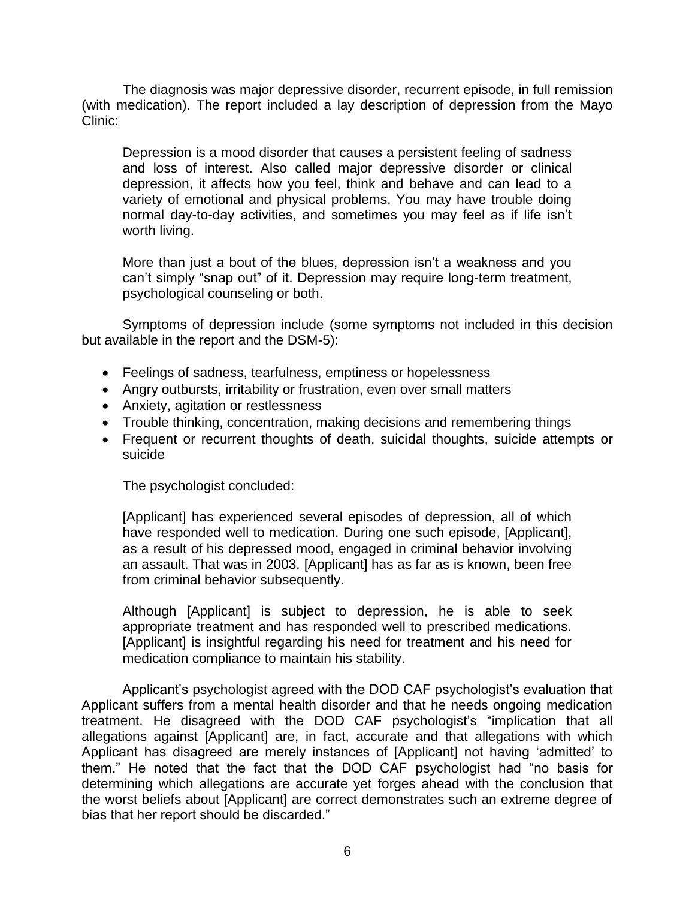The diagnosis was major depressive disorder, recurrent episode, in full remission (with medication). The report included a lay description of depression from the Mayo Clinic:

> Depression is a mood disorder that causes a persistent feeling of sadness and loss of interest. Also called major depressive disorder or clinical depression, it affects how you feel, think and behave and can lead to a variety of emotional and physical problems. You may have trouble doing normal day-to-day activities, and sometimes you may feel as if life isn't worth living.
>
> More than just a bout of the blues, depression isn't a weakness and you can't simply "snap out" of it. Depression may require long-term treatment, psychological counseling or both.

Symptoms of depression include (some symptoms not included in this decision but available in the report and the DSM-5):

- Feelings of sadness, tearfulness, emptiness or hopelessness
- Angry outbursts, irritability or frustration, even over small matters
- Anxiety, agitation or restlessness
- Trouble thinking, concentration, making decisions and remembering things
- Frequent or recurrent thoughts of death, suicidal thoughts, suicide attempts or suicide

The psychologist concluded:

> [Applicant] has experienced several episodes of depression, all of which have responded well to medication. During one such episode, [Applicant], as a result of his depressed mood, engaged in criminal behavior involving an assault. That was in 2003. [Applicant] has as far as is known, been free from criminal behavior subsequently.
>
> Although [Applicant] is subject to depression, he is able to seek appropriate treatment and has responded well to prescribed medications. [Applicant] is insightful regarding his need for treatment and his need for medication compliance to maintain his stability.

Applicant's psychologist agreed with the DOD CAF psychologist's evaluation that Applicant suffers from a mental health disorder and that he needs ongoing medication treatment. He disagreed with the DOD CAF psychologist's "implication that all allegations against [Applicant] are, in fact, accurate and that allegations with which Applicant has disagreed are merely instances of [Applicant] not having 'admitted' to them." He noted that the fact that the DOD CAF psychologist had "no basis for determining which allegations are accurate yet forges ahead with the conclusion that the worst beliefs about [Applicant] are correct demonstrates such an extreme degree of bias that her report should be discarded."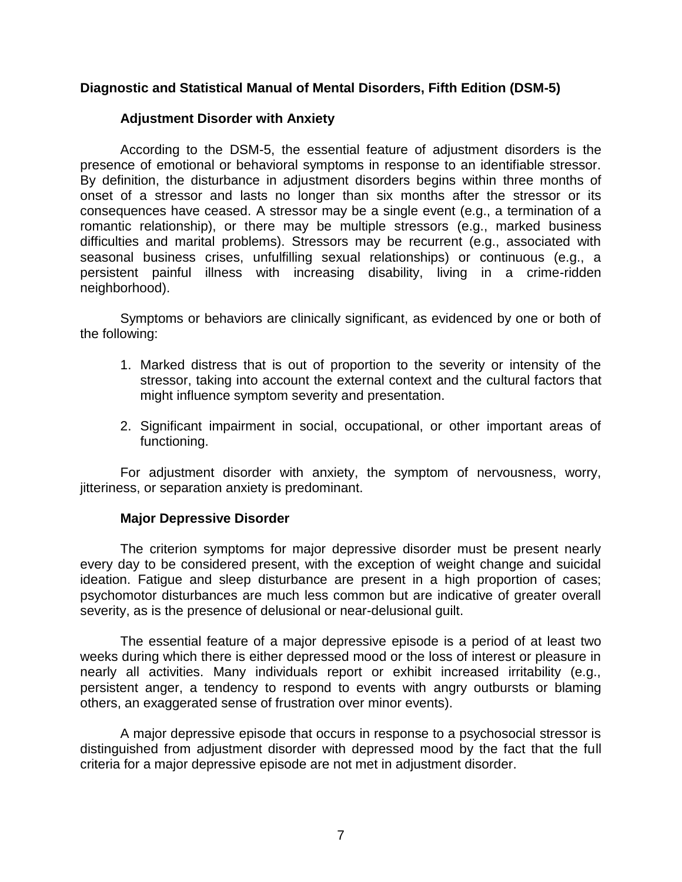## Diagnostic and Statistical Manual of Mental Disorders, Fifth Edition (DSM-5)

### Adjustment Disorder with Anxiety

According to the DSM-5, the essential feature of adjustment disorders is the presence of emotional or behavioral symptoms in response to an identifiable stressor. By definition, the disturbance in adjustment disorders begins within three months of onset of a stressor and lasts no longer than six months after the stressor or its consequences have ceased. A stressor may be a single event (e.g., a termination of a romantic relationship), or there may be multiple stressors (e.g., marked business difficulties and marital problems). Stressors may be recurrent (e.g., associated with seasonal business crises, unfulfilling sexual relationships) or continuous (e.g., a persistent painful illness with increasing disability, living in a crime-ridden neighborhood).

Symptoms or behaviors are clinically significant, as evidenced by one or both of the following:

1. Marked distress that is out of proportion to the severity or intensity of the stressor, taking into account the external context and the cultural factors that might influence symptom severity and presentation.

2. Significant impairment in social, occupational, or other important areas of functioning.

For adjustment disorder with anxiety, the symptom of nervousness, worry, jitteriness, or separation anxiety is predominant.

### Major Depressive Disorder

The criterion symptoms for major depressive disorder must be present nearly every day to be considered present, with the exception of weight change and suicidal ideation. Fatigue and sleep disturbance are present in a high proportion of cases; psychomotor disturbances are much less common but are indicative of greater overall severity, as is the presence of delusional or near-delusional guilt.

The essential feature of a major depressive episode is a period of at least two weeks during which there is either depressed mood or the loss of interest or pleasure in nearly all activities. Many individuals report or exhibit increased irritability (e.g., persistent anger, a tendency to respond to events with angry outbursts or blaming others, an exaggerated sense of frustration over minor events).

A major depressive episode that occurs in response to a psychosocial stressor is distinguished from adjustment disorder with depressed mood by the fact that the full criteria for a major depressive episode are not met in adjustment disorder.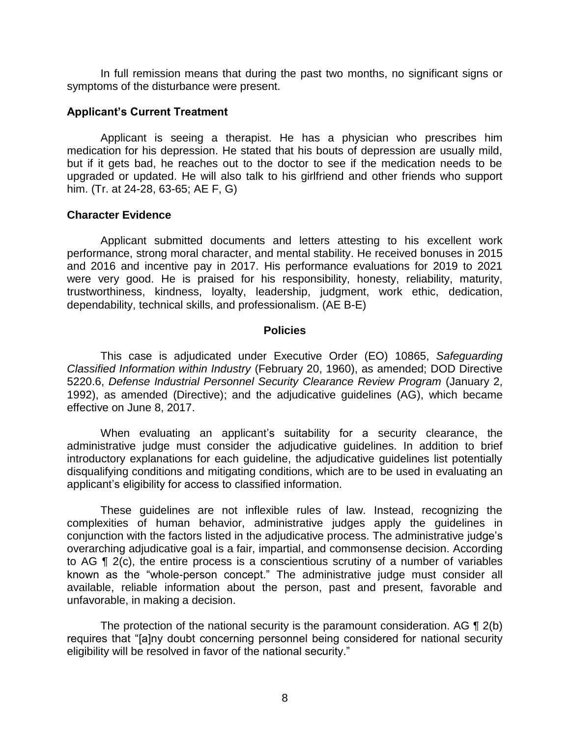In full remission means that during the past two months, no significant signs or symptoms of the disturbance were present.

### Applicant's Current Treatment

Applicant is seeing a therapist. He has a physician who prescribes him medication for his depression. He stated that his bouts of depression are usually mild, but if it gets bad, he reaches out to the doctor to see if the medication needs to be upgraded or updated. He will also talk to his girlfriend and other friends who support him. (Tr. at 24-28, 63-65; AE F, G)

### Character Evidence

Applicant submitted documents and letters attesting to his excellent work performance, strong moral character, and mental stability. He received bonuses in 2015 and 2016 and incentive pay in 2017. His performance evaluations for 2019 to 2021 were very good. He is praised for his responsibility, honesty, reliability, maturity, trustworthiness, kindness, loyalty, leadership, judgment, work ethic, dedication, dependability, technical skills, and professionalism. (AE B-E)

## Policies

This case is adjudicated under Executive Order (EO) 10865, *Safeguarding Classified Information within Industry* (February 20, 1960), as amended; DOD Directive 5220.6, *Defense Industrial Personnel Security Clearance Review Program* (January 2, 1992), as amended (Directive); and the adjudicative guidelines (AG), which became effective on June 8, 2017.

When evaluating an applicant's suitability for a security clearance, the administrative judge must consider the adjudicative guidelines. In addition to brief introductory explanations for each guideline, the adjudicative guidelines list potentially disqualifying conditions and mitigating conditions, which are to be used in evaluating an applicant's eligibility for access to classified information.

These guidelines are not inflexible rules of law. Instead, recognizing the complexities of human behavior, administrative judges apply the guidelines in conjunction with the factors listed in the adjudicative process. The administrative judge's overarching adjudicative goal is a fair, impartial, and commonsense decision. According to AG ¶ 2(c), the entire process is a conscientious scrutiny of a number of variables known as the "whole-person concept." The administrative judge must consider all available, reliable information about the person, past and present, favorable and unfavorable, in making a decision.

The protection of the national security is the paramount consideration. AG ¶ 2(b) requires that "[a]ny doubt concerning personnel being considered for national security eligibility will be resolved in favor of the national security."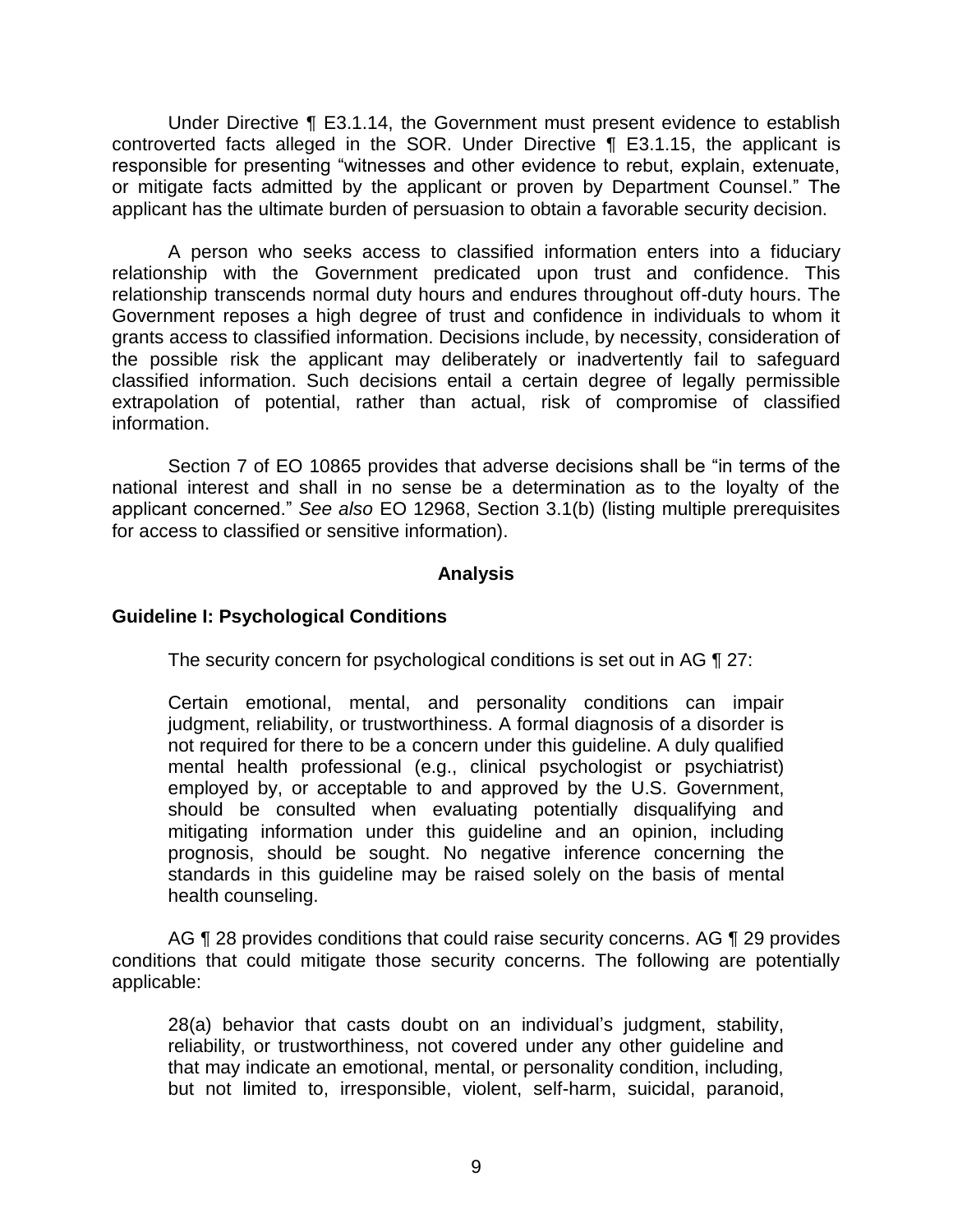Under Directive ¶ E3.1.14, the Government must present evidence to establish controverted facts alleged in the SOR. Under Directive ¶ E3.1.15, the applicant is responsible for presenting "witnesses and other evidence to rebut, explain, extenuate, or mitigate facts admitted by the applicant or proven by Department Counsel." The applicant has the ultimate burden of persuasion to obtain a favorable security decision.

A person who seeks access to classified information enters into a fiduciary relationship with the Government predicated upon trust and confidence. This relationship transcends normal duty hours and endures throughout off-duty hours. The Government reposes a high degree of trust and confidence in individuals to whom it grants access to classified information. Decisions include, by necessity, consideration of the possible risk the applicant may deliberately or inadvertently fail to safeguard classified information. Such decisions entail a certain degree of legally permissible extrapolation of potential, rather than actual, risk of compromise of classified information.

Section 7 of EO 10865 provides that adverse decisions shall be "in terms of the national interest and shall in no sense be a determination as to the loyalty of the applicant concerned." *See also* EO 12968, Section 3.1(b) (listing multiple prerequisites for access to classified or sensitive information).

## Analysis

### Guideline I: Psychological Conditions

The security concern for psychological conditions is set out in AG ¶ 27:

> Certain emotional, mental, and personality conditions can impair judgment, reliability, or trustworthiness. A formal diagnosis of a disorder is not required for there to be a concern under this guideline. A duly qualified mental health professional (e.g., clinical psychologist or psychiatrist) employed by, or acceptable to and approved by the U.S. Government, should be consulted when evaluating potentially disqualifying and mitigating information under this guideline and an opinion, including prognosis, should be sought. No negative inference concerning the standards in this guideline may be raised solely on the basis of mental health counseling.

AG ¶ 28 provides conditions that could raise security concerns. AG ¶ 29 provides conditions that could mitigate those security concerns. The following are potentially applicable:

> 28(a) behavior that casts doubt on an individual's judgment, stability, reliability, or trustworthiness, not covered under any other guideline and that may indicate an emotional, mental, or personality condition, including, but not limited to, irresponsible, violent, self-harm, suicidal, paranoid,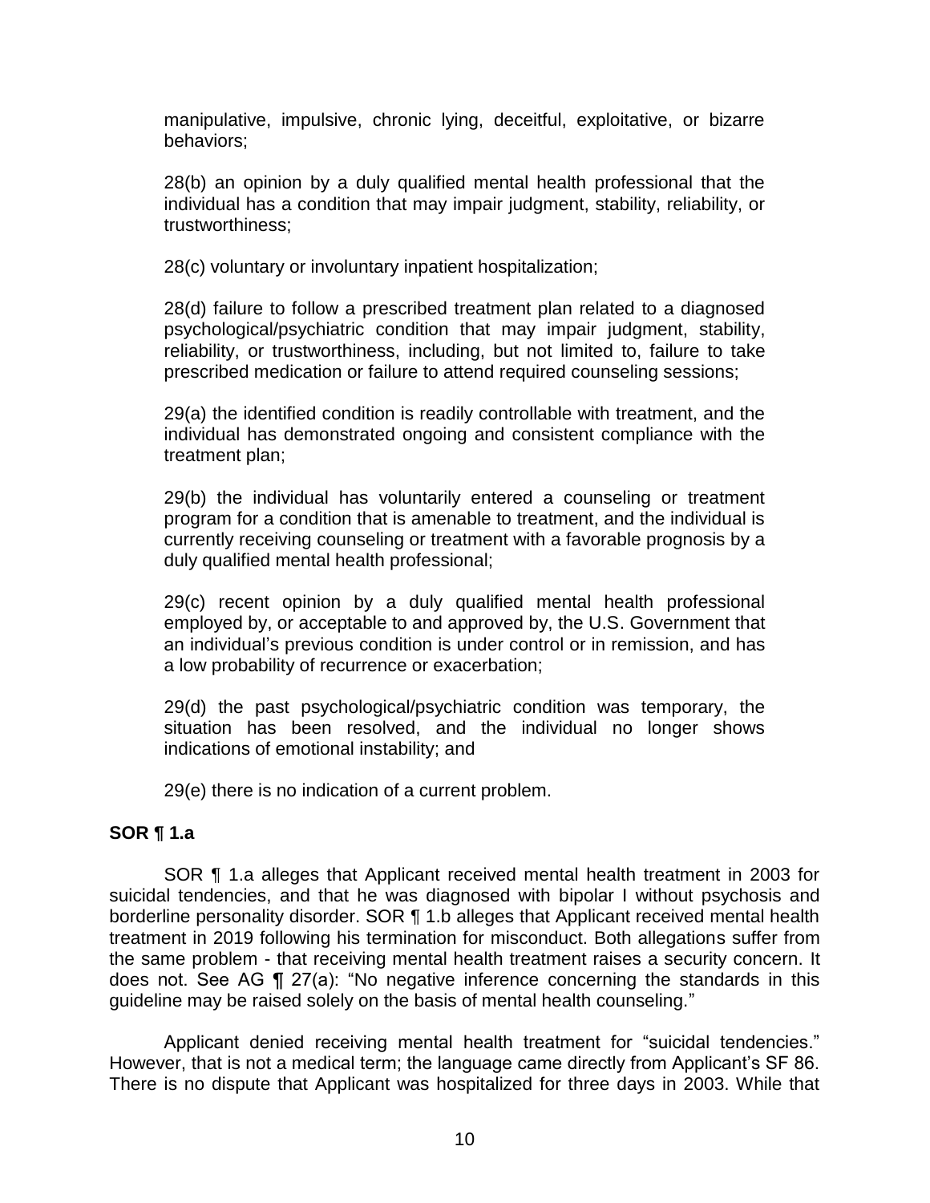manipulative, impulsive, chronic lying, deceitful, exploitative, or bizarre behaviors;

28(b) an opinion by a duly qualified mental health professional that the individual has a condition that may impair judgment, stability, reliability, or trustworthiness;

28(c) voluntary or involuntary inpatient hospitalization;

28(d) failure to follow a prescribed treatment plan related to a diagnosed psychological/psychiatric condition that may impair judgment, stability, reliability, or trustworthiness, including, but not limited to, failure to take prescribed medication or failure to attend required counseling sessions;

29(a) the identified condition is readily controllable with treatment, and the individual has demonstrated ongoing and consistent compliance with the treatment plan;

29(b) the individual has voluntarily entered a counseling or treatment program for a condition that is amenable to treatment, and the individual is currently receiving counseling or treatment with a favorable prognosis by a duly qualified mental health professional;

29(c) recent opinion by a duly qualified mental health professional employed by, or acceptable to and approved by, the U.S. Government that an individual's previous condition is under control or in remission, and has a low probability of recurrence or exacerbation;

29(d) the past psychological/psychiatric condition was temporary, the situation has been resolved, and the individual no longer shows indications of emotional instability; and

29(e) there is no indication of a current problem.

**SOR ¶ 1.a**

SOR ¶ 1.a alleges that Applicant received mental health treatment in 2003 for suicidal tendencies, and that he was diagnosed with bipolar I without psychosis and borderline personality disorder. SOR ¶ 1.b alleges that Applicant received mental health treatment in 2019 following his termination for misconduct. Both allegations suffer from the same problem - that receiving mental health treatment raises a security concern. It does not. See AG ¶ 27(a): "No negative inference concerning the standards in this guideline may be raised solely on the basis of mental health counseling."

Applicant denied receiving mental health treatment for "suicidal tendencies." However, that is not a medical term; the language came directly from Applicant's SF 86. There is no dispute that Applicant was hospitalized for three days in 2003. While that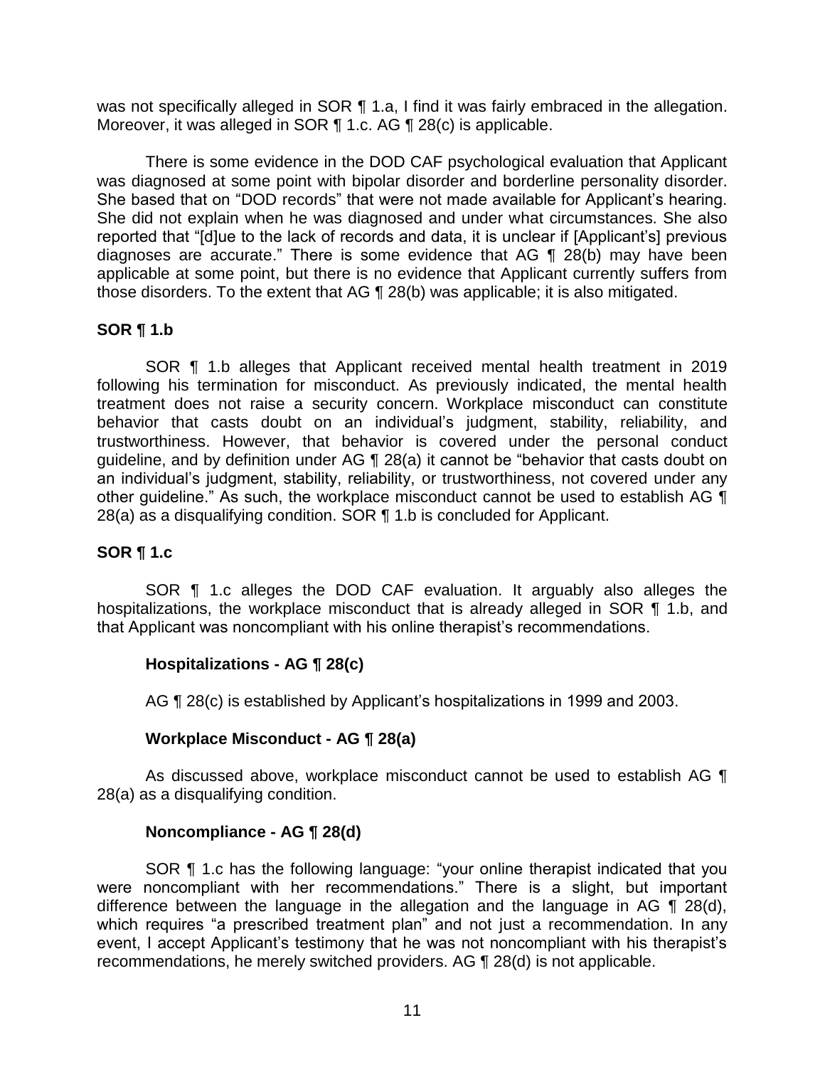was not specifically alleged in SOR ¶ 1.a, I find it was fairly embraced in the allegation. Moreover, it was alleged in SOR ¶ 1.c. AG ¶ 28(c) is applicable.

There is some evidence in the DOD CAF psychological evaluation that Applicant was diagnosed at some point with bipolar disorder and borderline personality disorder. She based that on "DOD records" that were not made available for Applicant's hearing. She did not explain when he was diagnosed and under what circumstances. She also reported that "[d]ue to the lack of records and data, it is unclear if [Applicant's] previous diagnoses are accurate." There is some evidence that AG ¶ 28(b) may have been applicable at some point, but there is no evidence that Applicant currently suffers from those disorders. To the extent that AG ¶ 28(b) was applicable; it is also mitigated.

**SOR ¶ 1.b**

SOR ¶ 1.b alleges that Applicant received mental health treatment in 2019 following his termination for misconduct. As previously indicated, the mental health treatment does not raise a security concern. Workplace misconduct can constitute behavior that casts doubt on an individual's judgment, stability, reliability, and trustworthiness. However, that behavior is covered under the personal conduct guideline, and by definition under AG ¶ 28(a) it cannot be "behavior that casts doubt on an individual's judgment, stability, reliability, or trustworthiness, not covered under any other guideline." As such, the workplace misconduct cannot be used to establish AG ¶ 28(a) as a disqualifying condition. SOR ¶ 1.b is concluded for Applicant.

**SOR ¶ 1.c**

SOR ¶ 1.c alleges the DOD CAF evaluation. It arguably also alleges the hospitalizations, the workplace misconduct that is already alleged in SOR ¶ 1.b, and that Applicant was noncompliant with his online therapist's recommendations.

**Hospitalizations - AG ¶ 28(c)**

AG ¶ 28(c) is established by Applicant's hospitalizations in 1999 and 2003.

**Workplace Misconduct - AG ¶ 28(a)**

As discussed above, workplace misconduct cannot be used to establish AG ¶ 28(a) as a disqualifying condition.

**Noncompliance - AG ¶ 28(d)**

SOR ¶ 1.c has the following language: "your online therapist indicated that you were noncompliant with her recommendations." There is a slight, but important difference between the language in the allegation and the language in AG ¶ 28(d), which requires "a prescribed treatment plan" and not just a recommendation. In any event, I accept Applicant's testimony that he was not noncompliant with his therapist's recommendations, he merely switched providers. AG ¶ 28(d) is not applicable.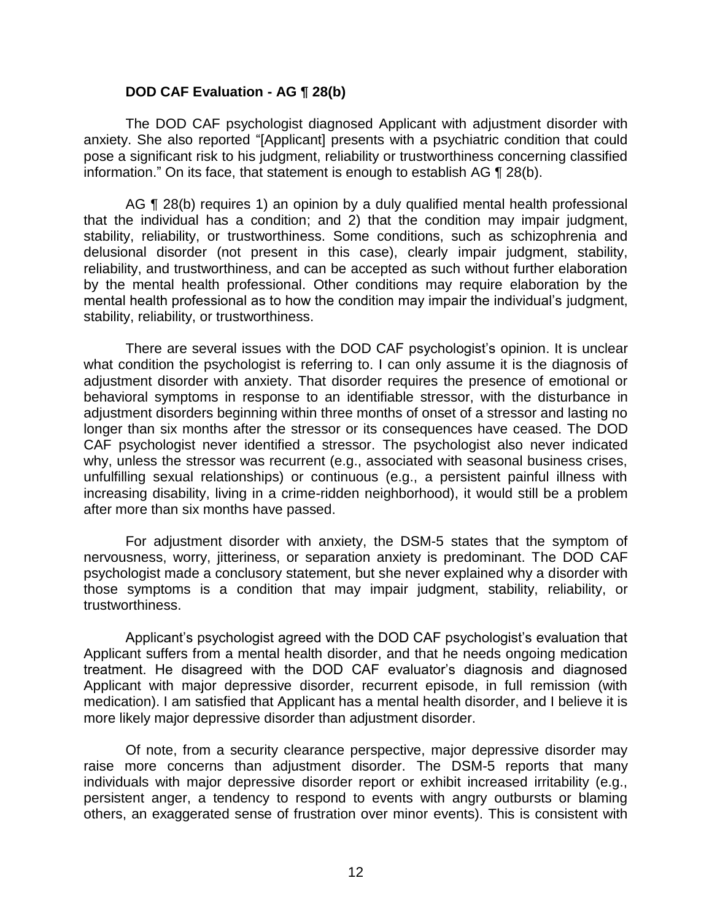**DOD CAF Evaluation - AG ¶ 28(b)**

The DOD CAF psychologist diagnosed Applicant with adjustment disorder with anxiety. She also reported "[Applicant] presents with a psychiatric condition that could pose a significant risk to his judgment, reliability or trustworthiness concerning classified information." On its face, that statement is enough to establish AG ¶ 28(b).

AG ¶ 28(b) requires 1) an opinion by a duly qualified mental health professional that the individual has a condition; and 2) that the condition may impair judgment, stability, reliability, or trustworthiness. Some conditions, such as schizophrenia and delusional disorder (not present in this case), clearly impair judgment, stability, reliability, and trustworthiness, and can be accepted as such without further elaboration by the mental health professional. Other conditions may require elaboration by the mental health professional as to how the condition may impair the individual's judgment, stability, reliability, or trustworthiness.

There are several issues with the DOD CAF psychologist's opinion. It is unclear what condition the psychologist is referring to. I can only assume it is the diagnosis of adjustment disorder with anxiety. That disorder requires the presence of emotional or behavioral symptoms in response to an identifiable stressor, with the disturbance in adjustment disorders beginning within three months of onset of a stressor and lasting no longer than six months after the stressor or its consequences have ceased. The DOD CAF psychologist never identified a stressor. The psychologist also never indicated why, unless the stressor was recurrent (e.g., associated with seasonal business crises, unfulfilling sexual relationships) or continuous (e.g., a persistent painful illness with increasing disability, living in a crime-ridden neighborhood), it would still be a problem after more than six months have passed.

For adjustment disorder with anxiety, the DSM-5 states that the symptom of nervousness, worry, jitteriness, or separation anxiety is predominant. The DOD CAF psychologist made a conclusory statement, but she never explained why a disorder with those symptoms is a condition that may impair judgment, stability, reliability, or trustworthiness.

Applicant's psychologist agreed with the DOD CAF psychologist's evaluation that Applicant suffers from a mental health disorder, and that he needs ongoing medication treatment. He disagreed with the DOD CAF evaluator's diagnosis and diagnosed Applicant with major depressive disorder, recurrent episode, in full remission (with medication). I am satisfied that Applicant has a mental health disorder, and I believe it is more likely major depressive disorder than adjustment disorder.

Of note, from a security clearance perspective, major depressive disorder may raise more concerns than adjustment disorder. The DSM-5 reports that many individuals with major depressive disorder report or exhibit increased irritability (e.g., persistent anger, a tendency to respond to events with angry outbursts or blaming others, an exaggerated sense of frustration over minor events). This is consistent with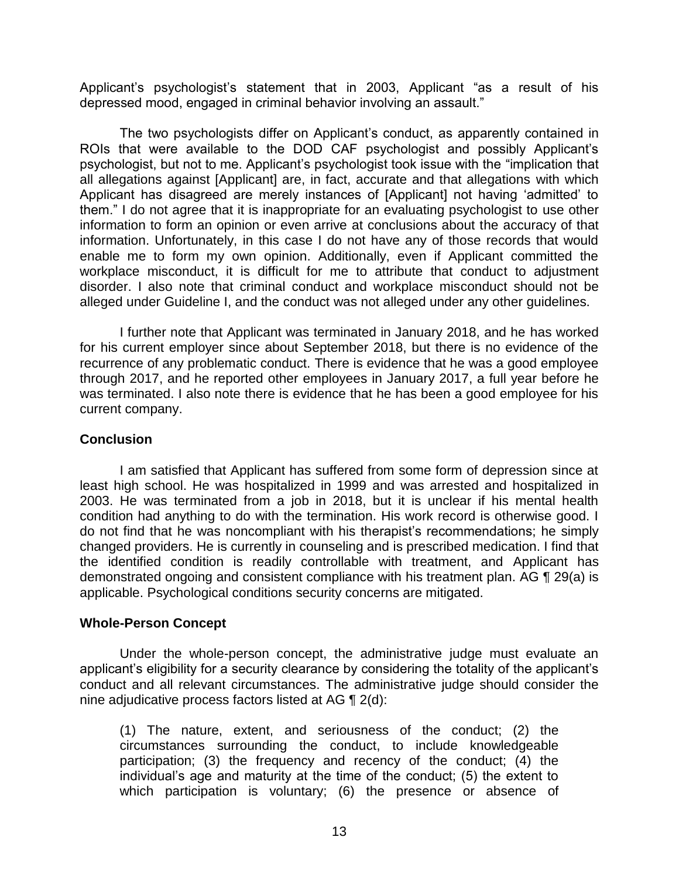Applicant's psychologist's statement that in 2003, Applicant "as a result of his depressed mood, engaged in criminal behavior involving an assault."

The two psychologists differ on Applicant's conduct, as apparently contained in ROIs that were available to the DOD CAF psychologist and possibly Applicant's psychologist, but not to me. Applicant's psychologist took issue with the "implication that all allegations against [Applicant] are, in fact, accurate and that allegations with which Applicant has disagreed are merely instances of [Applicant] not having 'admitted' to them." I do not agree that it is inappropriate for an evaluating psychologist to use other information to form an opinion or even arrive at conclusions about the accuracy of that information. Unfortunately, in this case I do not have any of those records that would enable me to form my own opinion. Additionally, even if Applicant committed the workplace misconduct, it is difficult for me to attribute that conduct to adjustment disorder. I also note that criminal conduct and workplace misconduct should not be alleged under Guideline I, and the conduct was not alleged under any other guidelines.

I further note that Applicant was terminated in January 2018, and he has worked for his current employer since about September 2018, but there is no evidence of the recurrence of any problematic conduct. There is evidence that he was a good employee through 2017, and he reported other employees in January 2017, a full year before he was terminated. I also note there is evidence that he has been a good employee for his current company.

## Conclusion

I am satisfied that Applicant has suffered from some form of depression since at least high school. He was hospitalized in 1999 and was arrested and hospitalized in 2003. He was terminated from a job in 2018, but it is unclear if his mental health condition had anything to do with the termination. His work record is otherwise good. I do not find that he was noncompliant with his therapist's recommendations; he simply changed providers. He is currently in counseling and is prescribed medication. I find that the identified condition is readily controllable with treatment, and Applicant has demonstrated ongoing and consistent compliance with his treatment plan. AG ¶ 29(a) is applicable. Psychological conditions security concerns are mitigated.

## Whole-Person Concept

Under the whole-person concept, the administrative judge must evaluate an applicant's eligibility for a security clearance by considering the totality of the applicant's conduct and all relevant circumstances. The administrative judge should consider the nine adjudicative process factors listed at AG ¶ 2(d):

> (1) The nature, extent, and seriousness of the conduct; (2) the circumstances surrounding the conduct, to include knowledgeable participation; (3) the frequency and recency of the conduct; (4) the individual's age and maturity at the time of the conduct; (5) the extent to which participation is voluntary; (6) the presence or absence of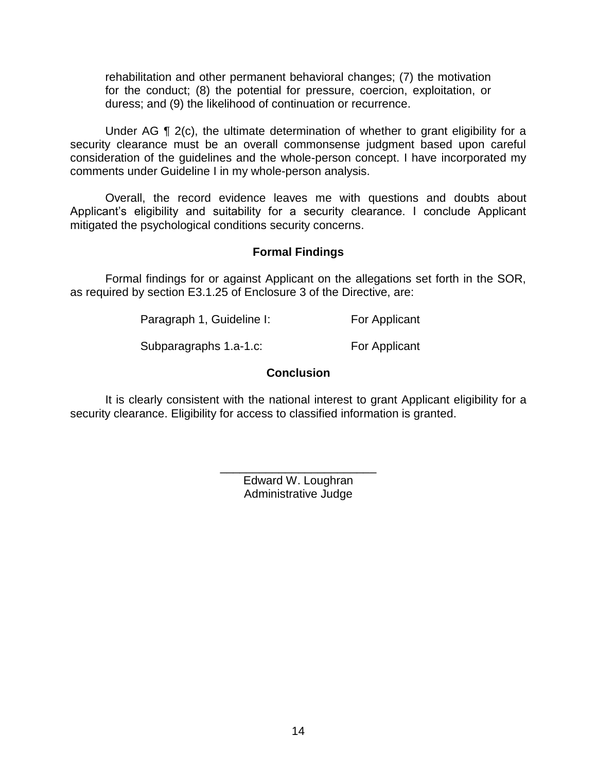rehabilitation and other permanent behavioral changes; (7) the motivation for the conduct; (8) the potential for pressure, coercion, exploitation, or duress; and (9) the likelihood of continuation or recurrence.

Under AG ¶ 2(c), the ultimate determination of whether to grant eligibility for a security clearance must be an overall commonsense judgment based upon careful consideration of the guidelines and the whole-person concept. I have incorporated my comments under Guideline I in my whole-person analysis.

Overall, the record evidence leaves me with questions and doubts about Applicant's eligibility and suitability for a security clearance. I conclude Applicant mitigated the psychological conditions security concerns.

## Formal Findings

Formal findings for or against Applicant on the allegations set forth in the SOR, as required by section E3.1.25 of Enclosure 3 of the Directive, are:

| | |
|---|---|
| Paragraph 1, Guideline I: | For Applicant |
| Subparagraphs 1.a-1.c: | For Applicant |

## Conclusion

It is clearly consistent with the national interest to grant Applicant eligibility for a security clearance. Eligibility for access to classified information is granted.

________________________
Edward W. Loughran
Administrative Judge